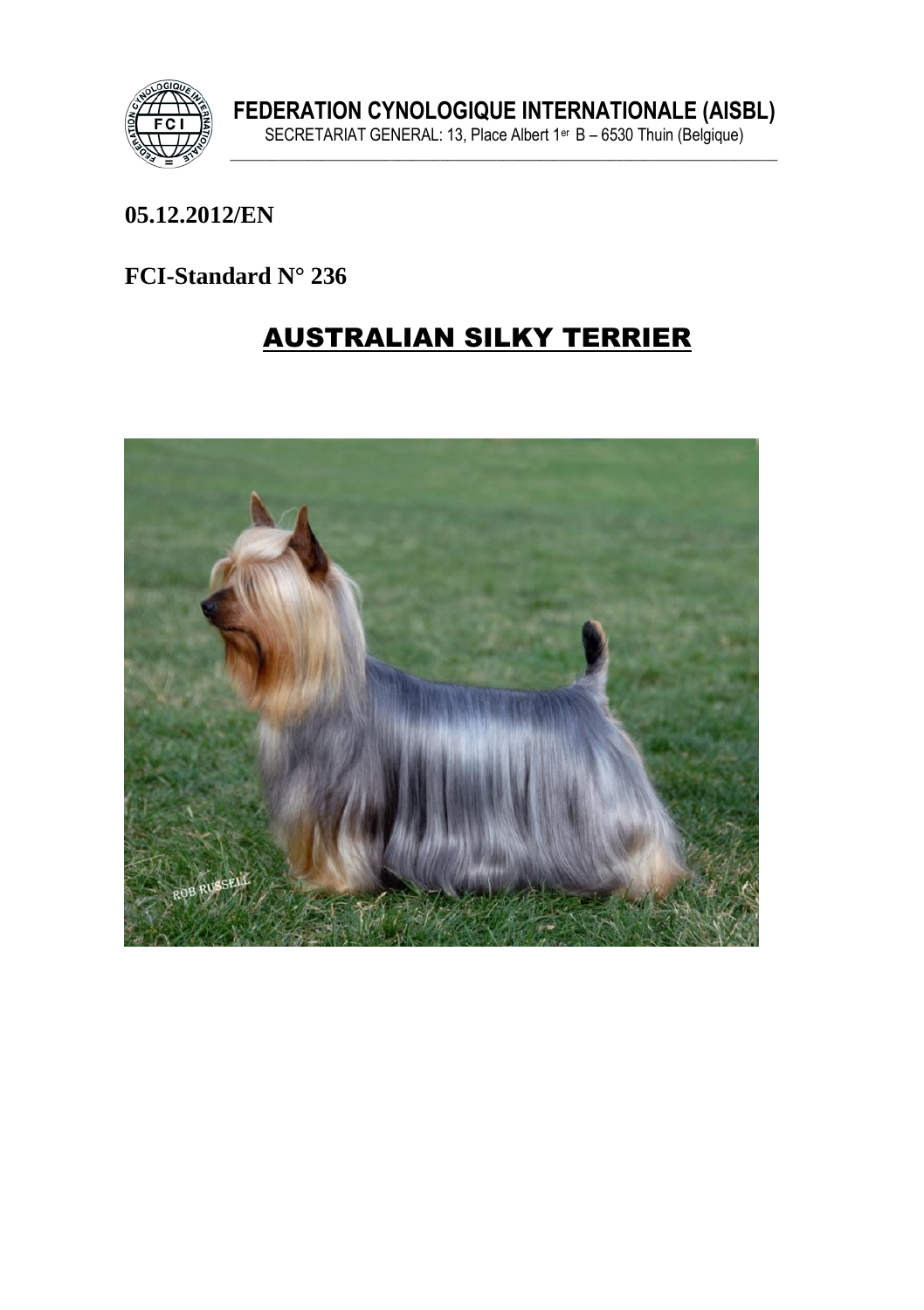**FEDERATION CYNOLOGIQUE INTERNATIONALE (AISBL)**

SECRETARIAT GENERAL: 13, Place Albert 1er B – 6530 Thuin (Belgique)

**05.12.2012/EN**

**FCI-Standard N° 236**

# AUSTRALIAN SILKY TERRIER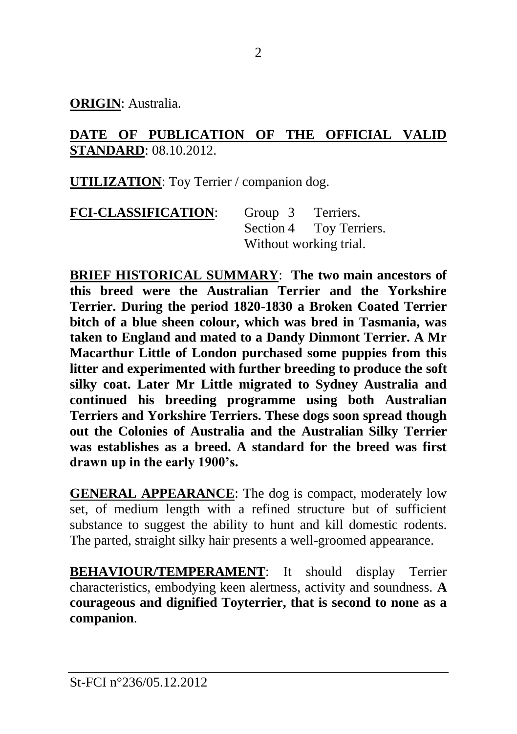**ORIGIN**: Australia.

**DATE OF PUBLICATION OF THE OFFICIAL VALID STANDARD**: 08.10.2012.

**UTILIZATION**: Toy Terrier / companion dog.

**FCI-CLASSIFICATION**: Group 3 Terriers.
Section 4 Toy Terriers.
Without working trial.

**BRIEF HISTORICAL SUMMARY**: **The two main ancestors of this breed were the Australian Terrier and the Yorkshire Terrier. During the period 1820-1830 a Broken Coated Terrier bitch of a blue sheen colour, which was bred in Tasmania, was taken to England and mated to a Dandy Dinmont Terrier. A Mr Macarthur Little of London purchased some puppies from this litter and experimented with further breeding to produce the soft silky coat. Later Mr Little migrated to Sydney Australia and continued his breeding programme using both Australian Terriers and Yorkshire Terriers. These dogs soon spread though out the Colonies of Australia and the Australian Silky Terrier was establishes as a breed. A standard for the breed was first drawn up in the early 1900's.**

**GENERAL APPEARANCE**: The dog is compact, moderately low set, of medium length with a refined structure but of sufficient substance to suggest the ability to hunt and kill domestic rodents. The parted, straight silky hair presents a well-groomed appearance.

**BEHAVIOUR/TEMPERAMENT**: It should display Terrier characteristics, embodying keen alertness, activity and soundness. **A courageous and dignified Toyterrier, that is second to none as a companion**.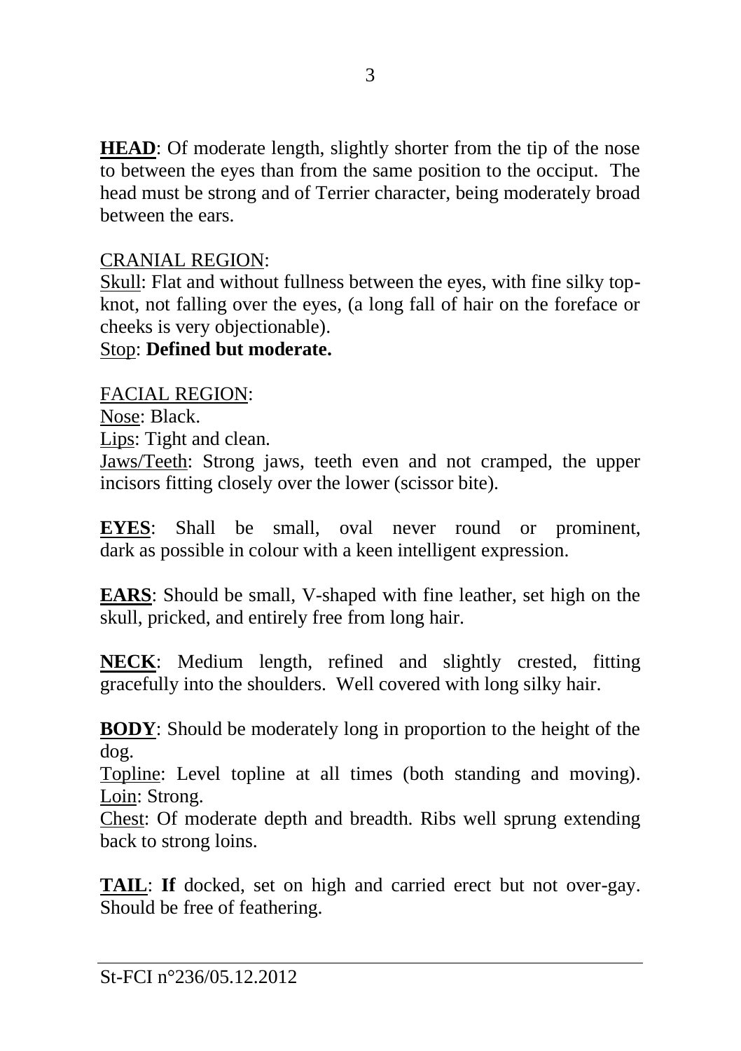**HEAD**: Of moderate length, slightly shorter from the tip of the nose to between the eyes than from the same position to the occiput. The head must be strong and of Terrier character, being moderately broad between the ears.

CRANIAL REGION:
Skull: Flat and without fullness between the eyes, with fine silky top-knot, not falling over the eyes, (a long fall of hair on the foreface or cheeks is very objectionable).
Stop: **Defined but moderate.**

FACIAL REGION:
Nose: Black.
Lips: Tight and clean.
Jaws/Teeth: Strong jaws, teeth even and not cramped, the upper incisors fitting closely over the lower (scissor bite).

**EYES**: Shall be small, oval never round or prominent, dark as possible in colour with a keen intelligent expression.

**EARS**: Should be small, V-shaped with fine leather, set high on the skull, pricked, and entirely free from long hair.

**NECK**: Medium length, refined and slightly crested, fitting gracefully into the shoulders. Well covered with long silky hair.

**BODY**: Should be moderately long in proportion to the height of the dog.
Topline: Level topline at all times (both standing and moving).
Loin: Strong.
Chest: Of moderate depth and breadth. Ribs well sprung extending back to strong loins.

**TAIL**: **If** docked, set on high and carried erect but not over-gay. Should be free of feathering.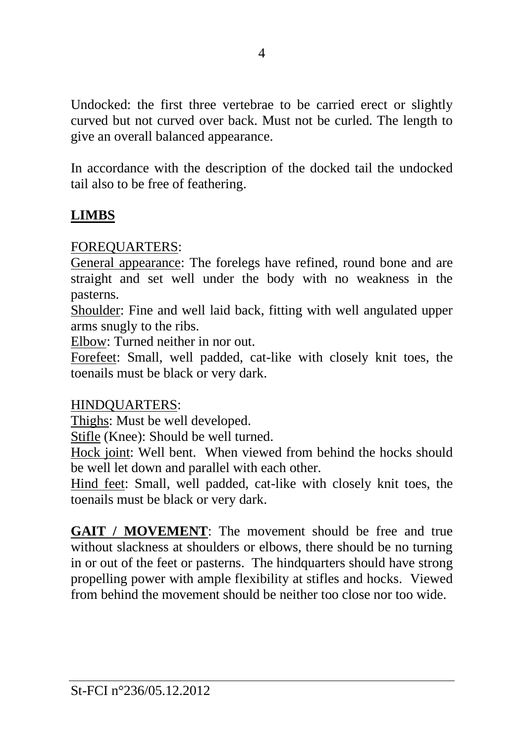Undocked: the first three vertebrae to be carried erect or slightly curved but not curved over back. Must not be curled. The length to give an overall balanced appearance.

In accordance with the description of the docked tail the undocked tail also to be free of feathering.

**LIMBS**

FOREQUARTERS:

General appearance: The forelegs have refined, round bone and are straight and set well under the body with no weakness in the pasterns.

Shoulder: Fine and well laid back, fitting with well angulated upper arms snugly to the ribs.

Elbow: Turned neither in nor out.

Forefeet: Small, well padded, cat-like with closely knit toes, the toenails must be black or very dark.

HINDQUARTERS:

Thighs: Must be well developed.

Stifle (Knee): Should be well turned.

Hock joint: Well bent. When viewed from behind the hocks should be well let down and parallel with each other.

Hind feet: Small, well padded, cat-like with closely knit toes, the toenails must be black or very dark.

**GAIT / MOVEMENT**: The movement should be free and true without slackness at shoulders or elbows, there should be no turning in or out of the feet or pasterns. The hindquarters should have strong propelling power with ample flexibility at stifles and hocks. Viewed from behind the movement should be neither too close nor too wide.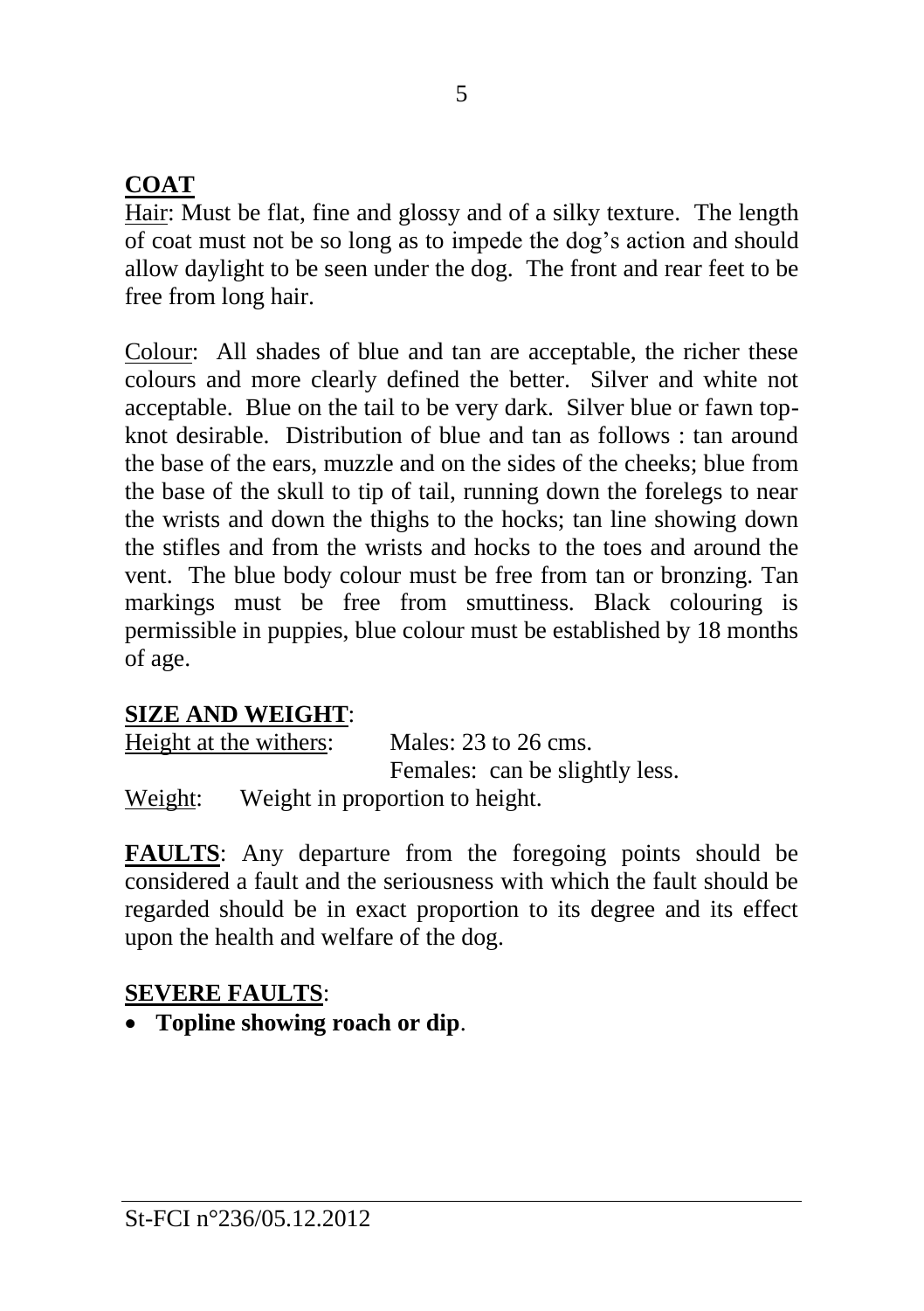## COAT

Hair: Must be flat, fine and glossy and of a silky texture. The length of coat must not be so long as to impede the dog's action and should allow daylight to be seen under the dog. The front and rear feet to be free from long hair.

Colour: All shades of blue and tan are acceptable, the richer these colours and more clearly defined the better. Silver and white not acceptable. Blue on the tail to be very dark. Silver blue or fawn top-knot desirable. Distribution of blue and tan as follows : tan around the base of the ears, muzzle and on the sides of the cheeks; blue from the base of the skull to tip of tail, running down the forelegs to near the wrists and down the thighs to the hocks; tan line showing down the stifles and from the wrists and hocks to the toes and around the vent. The blue body colour must be free from tan or bronzing. Tan markings must be free from smuttiness. Black colouring is permissible in puppies, blue colour must be established by 18 months of age.

## SIZE AND WEIGHT:

Height at the withers: Males: 23 to 26 cms.
Females: can be slightly less.

Weight: Weight in proportion to height.

**FAULTS**: Any departure from the foregoing points should be considered a fault and the seriousness with which the fault should be regarded should be in exact proportion to its degree and its effect upon the health and welfare of the dog.

## SEVERE FAULTS:

- **Topline showing roach or dip**.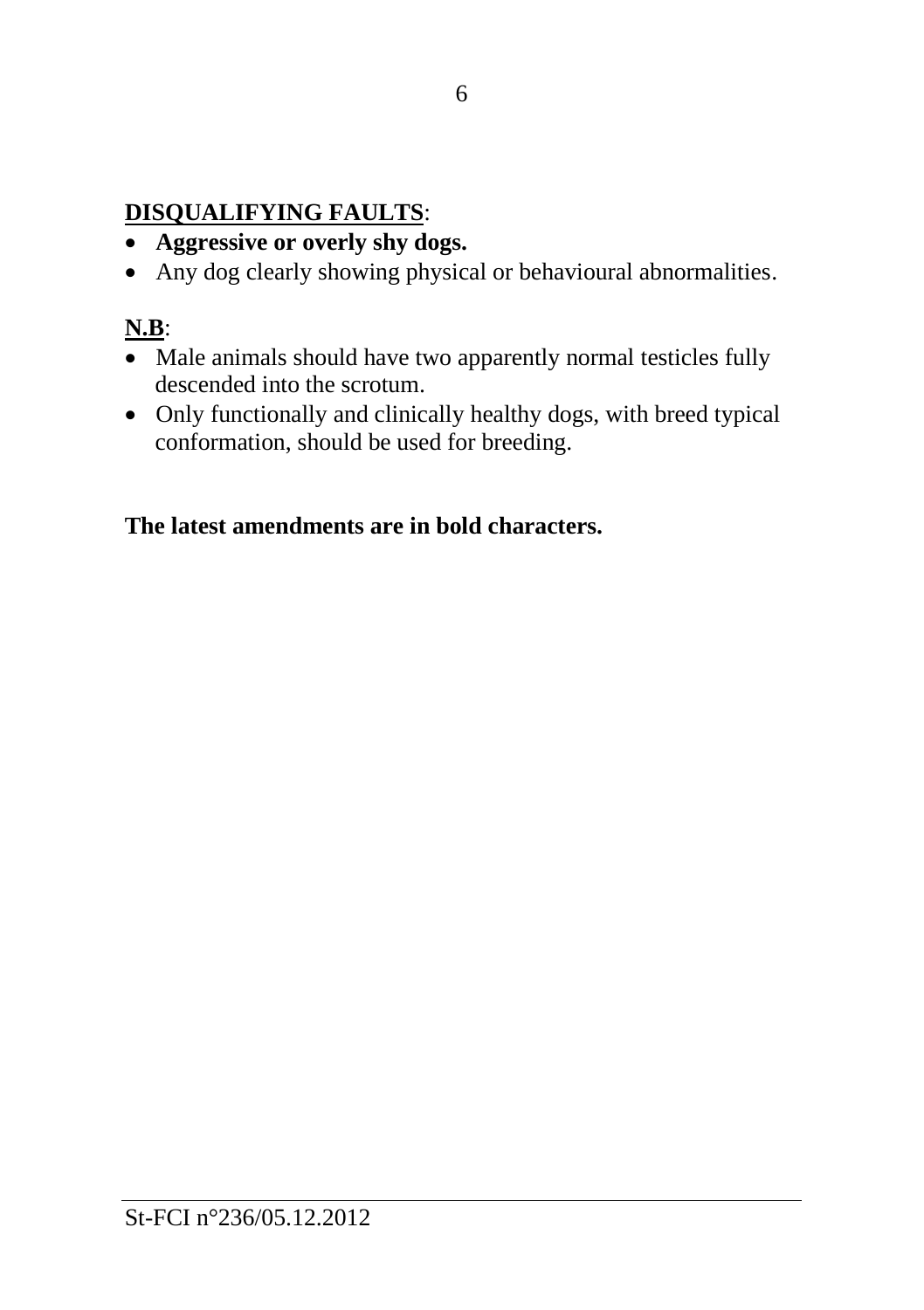**DISQUALIFYING FAULTS**:

- **Aggressive or overly shy dogs.**
- Any dog clearly showing physical or behavioural abnormalities.

**N.B**:

- Male animals should have two apparently normal testicles fully descended into the scrotum.
- Only functionally and clinically healthy dogs, with breed typical conformation, should be used for breeding.

**The latest amendments are in bold characters.**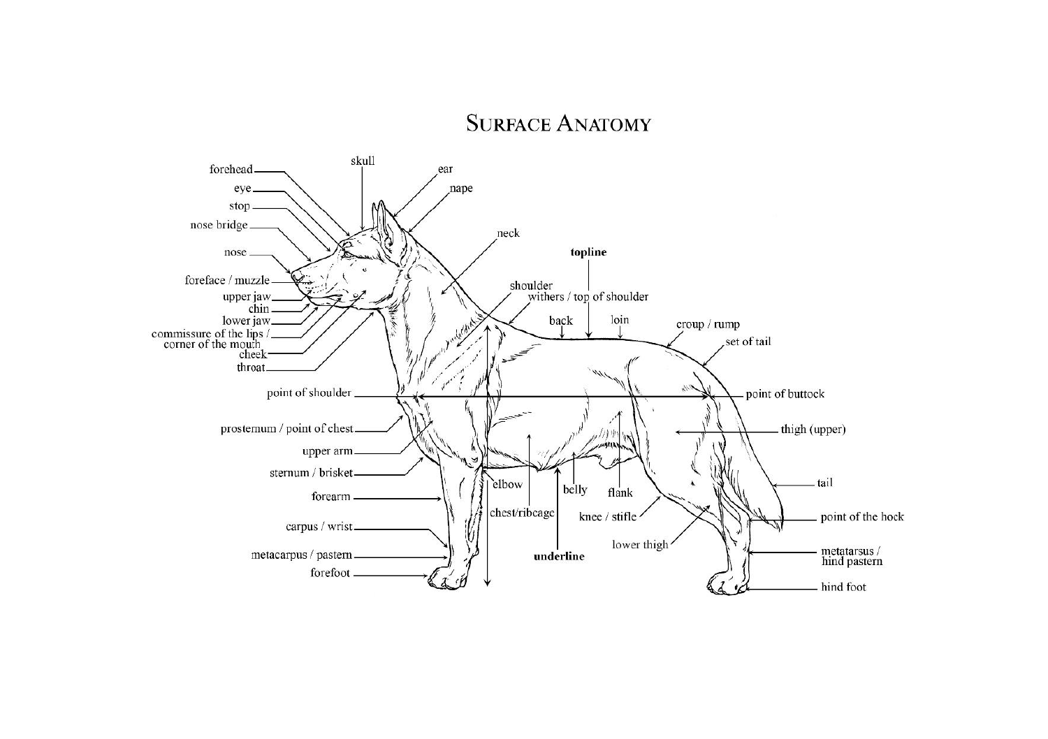# Surface Anatomy

forehead
eye
stop
nose bridge
nose
foreface / muzzle
upper jaw
chin
lower jaw
commissure of the lips / corner of the mouth
cheek
throat
skull
ear
nape
neck
shoulder
withers / top of shoulder
topline
back
loin
croup / rump
set of tail
point of shoulder
point of buttock
prosternum / point of chest
thigh (upper)
upper arm
sternum / brisket
tail
elbow
belly
flank
forearm
chest/ribcage
knee / stifle
point of the hock
carpus / wrist
lower thigh
metacarpus / pastern
underline
metatarsus / hind pastern
forefoot
hind foot